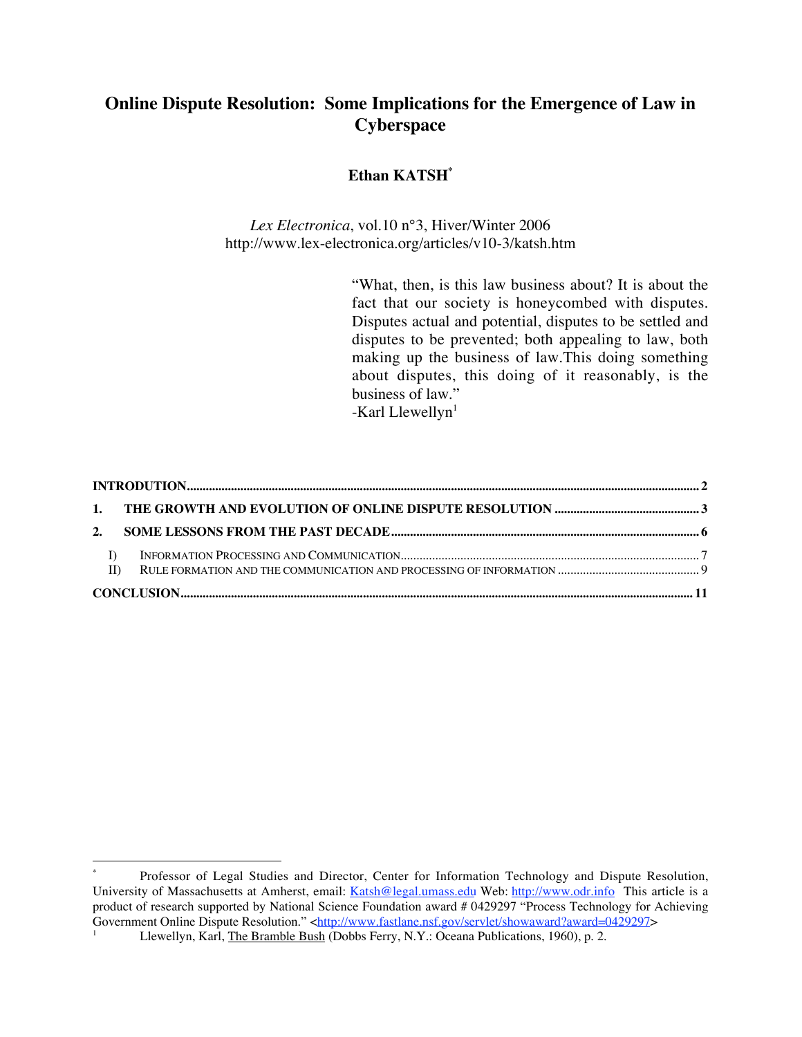# Online Dispute Resolution: Some Implications for the Emergence of Law in Cyberspace

**Ethan KATSH**[*]

*Lex Electronica*, vol.10 n°3, Hiver/Winter 2006
http://www.lex-electronica.org/articles/v10-3/katsh.htm

> "What, then, is this law business about? It is about the fact that our society is honeycombed with disputes. Disputes actual and potential, disputes to be settled and disputes to be prevented; both appealing to law, both making up the business of law.This doing something about disputes, this doing of it reasonably, is the business of law."
> -Karl Llewellyn[1]

**INTRODUTION** .......... 2

**1. THE GROWTH AND EVOLUTION OF ONLINE DISPUTE RESOLUTION** .......... 3

**2. SOME LESSONS FROM THE PAST DECADE** .......... 6

- I) INFORMATION PROCESSING AND COMMUNICATION .......... 7
- II) RULE FORMATION AND THE COMMUNICATION AND PROCESSING OF INFORMATION .......... 9

**CONCLUSION** .......... 11

---

[*] Professor of Legal Studies and Director, Center for Information Technology and Dispute Resolution, University of Massachusetts at Amherst, email: Katsh@legal.umass.edu Web: http://www.odr.info This article is a product of research supported by National Science Foundation award # 0429297 "Process Technology for Achieving Government Online Dispute Resolution." <http://www.fastlane.nsf.gov/servlet/showaward?award=0429297>

[1] Llewellyn, Karl, The Bramble Bush (Dobbs Ferry, N.Y.: Oceana Publications, 1960), p. 2.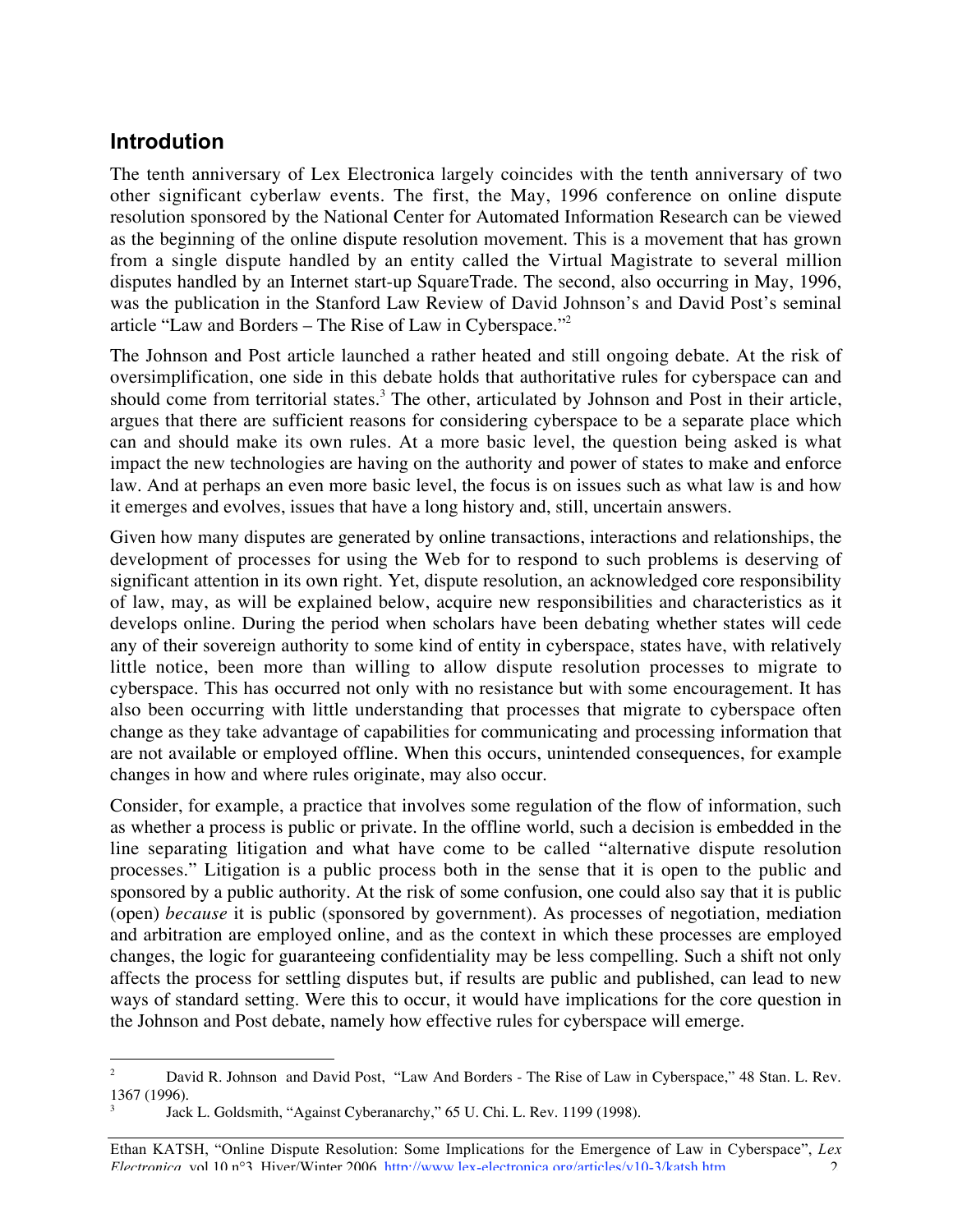## Introdution

The tenth anniversary of Lex Electronica largely coincides with the tenth anniversary of two other significant cyberlaw events. The first, the May, 1996 conference on online dispute resolution sponsored by the National Center for Automated Information Research can be viewed as the beginning of the online dispute resolution movement. This is a movement that has grown from a single dispute handled by an entity called the Virtual Magistrate to several million disputes handled by an Internet start-up SquareTrade. The second, also occurring in May, 1996, was the publication in the Stanford Law Review of David Johnson's and David Post's seminal article "Law and Borders – The Rise of Law in Cyberspace."[2]

The Johnson and Post article launched a rather heated and still ongoing debate. At the risk of oversimplification, one side in this debate holds that authoritative rules for cyberspace can and should come from territorial states.[3] The other, articulated by Johnson and Post in their article, argues that there are sufficient reasons for considering cyberspace to be a separate place which can and should make its own rules. At a more basic level, the question being asked is what impact the new technologies are having on the authority and power of states to make and enforce law. And at perhaps an even more basic level, the focus is on issues such as what law is and how it emerges and evolves, issues that have a long history and, still, uncertain answers.

Given how many disputes are generated by online transactions, interactions and relationships, the development of processes for using the Web for to respond to such problems is deserving of significant attention in its own right. Yet, dispute resolution, an acknowledged core responsibility of law, may, as will be explained below, acquire new responsibilities and characteristics as it develops online. During the period when scholars have been debating whether states will cede any of their sovereign authority to some kind of entity in cyberspace, states have, with relatively little notice, been more than willing to allow dispute resolution processes to migrate to cyberspace. This has occurred not only with no resistance but with some encouragement. It has also been occurring with little understanding that processes that migrate to cyberspace often change as they take advantage of capabilities for communicating and processing information that are not available or employed offline. When this occurs, unintended consequences, for example changes in how and where rules originate, may also occur.

Consider, for example, a practice that involves some regulation of the flow of information, such as whether a process is public or private. In the offline world, such a decision is embedded in the line separating litigation and what have come to be called "alternative dispute resolution processes." Litigation is a public process both in the sense that it is open to the public and sponsored by a public authority. At the risk of some confusion, one could also say that it is public (open) *because* it is public (sponsored by government). As processes of negotiation, mediation and arbitration are employed online, and as the context in which these processes are employed changes, the logic for guaranteeing confidentiality may be less compelling. Such a shift not only affects the process for settling disputes but, if results are public and published, can lead to new ways of standard setting. Were this to occur, it would have implications for the core question in the Johnson and Post debate, namely how effective rules for cyberspace will emerge.

---

[2] David R. Johnson and David Post, "Law And Borders - The Rise of Law in Cyberspace," 48 Stan. L. Rev. 1367 (1996).

[3] Jack L. Goldsmith, "Against Cyberanarchy," 65 U. Chi. L. Rev. 1199 (1998).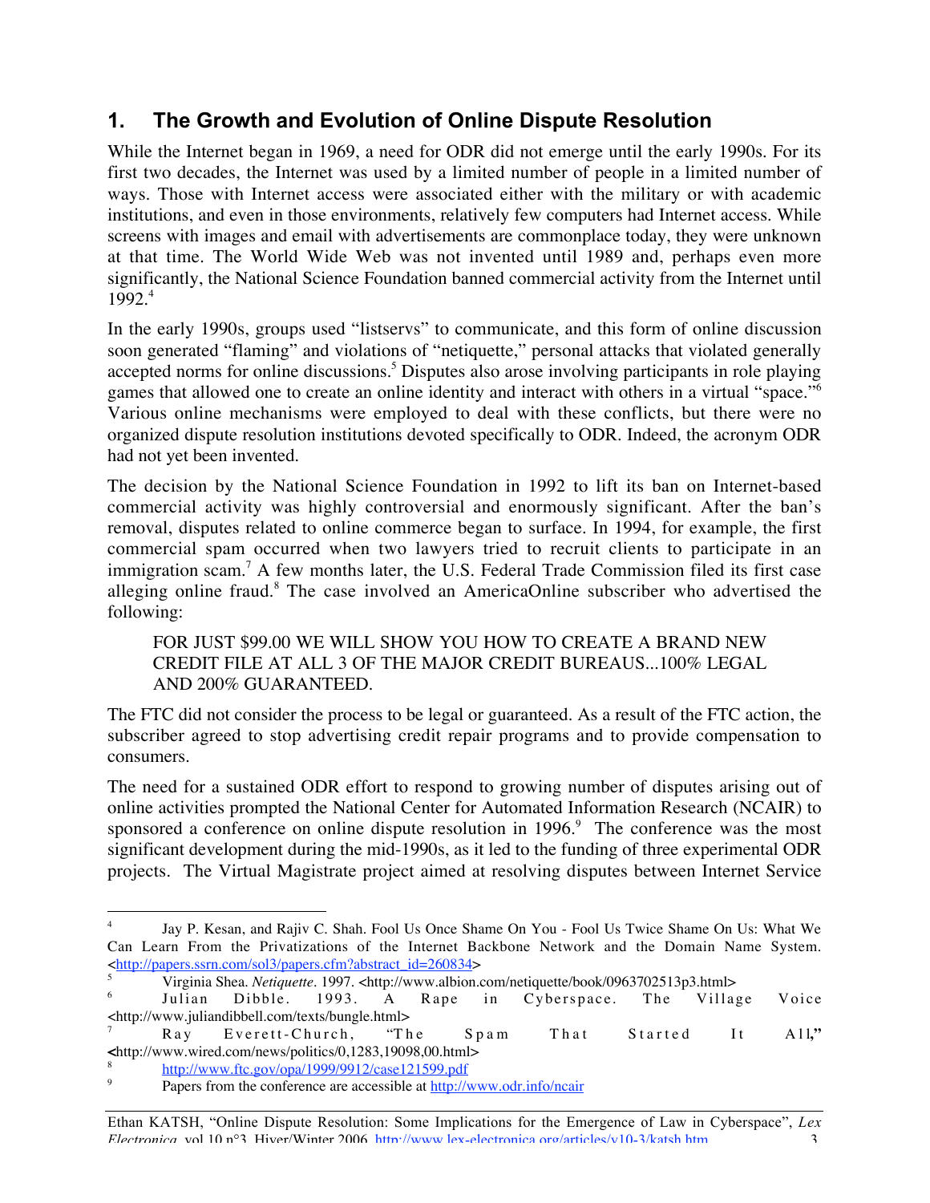## 1. The Growth and Evolution of Online Dispute Resolution

While the Internet began in 1969, a need for ODR did not emerge until the early 1990s. For its first two decades, the Internet was used by a limited number of people in a limited number of ways. Those with Internet access were associated either with the military or with academic institutions, and even in those environments, relatively few computers had Internet access. While screens with images and email with advertisements are commonplace today, they were unknown at that time. The World Wide Web was not invented until 1989 and, perhaps even more significantly, the National Science Foundation banned commercial activity from the Internet until 1992.[4]

In the early 1990s, groups used "listservs" to communicate, and this form of online discussion soon generated "flaming" and violations of "netiquette," personal attacks that violated generally accepted norms for online discussions.[5] Disputes also arose involving participants in role playing games that allowed one to create an online identity and interact with others in a virtual "space."[6] Various online mechanisms were employed to deal with these conflicts, but there were no organized dispute resolution institutions devoted specifically to ODR. Indeed, the acronym ODR had not yet been invented.

The decision by the National Science Foundation in 1992 to lift its ban on Internet-based commercial activity was highly controversial and enormously significant. After the ban's removal, disputes related to online commerce began to surface. In 1994, for example, the first commercial spam occurred when two lawyers tried to recruit clients to participate in an immigration scam.[7] A few months later, the U.S. Federal Trade Commission filed its first case alleging online fraud.[8] The case involved an AmericaOnline subscriber who advertised the following:

> FOR JUST $99.00 WE WILL SHOW YOU HOW TO CREATE A BRAND NEW CREDIT FILE AT ALL 3 OF THE MAJOR CREDIT BUREAUS...100% LEGAL AND 200% GUARANTEED.

The FTC did not consider the process to be legal or guaranteed. As a result of the FTC action, the subscriber agreed to stop advertising credit repair programs and to provide compensation to consumers.

The need for a sustained ODR effort to respond to growing number of disputes arising out of online activities prompted the National Center for Automated Information Research (NCAIR) to sponsored a conference on online dispute resolution in 1996.[9] The conference was the most significant development during the mid-1990s, as it led to the funding of three experimental ODR projects. The Virtual Magistrate project aimed at resolving disputes between Internet Service

---

[4] Jay P. Kesan, and Rajiv C. Shah. Fool Us Once Shame On You - Fool Us Twice Shame On Us: What We Can Learn From the Privatizations of the Internet Backbone Network and the Domain Name System. <http://papers.ssrn.com/sol3/papers.cfm?abstract_id=260834>

[5] Virginia Shea. *Netiquette*. 1997. <http://www.albion.com/netiquette/book/0963702513p3.html>

[6] Julian Dibble. 1993. A Rape in Cyberspace. The Village Voice <http://www.juliandibbell.com/texts/bungle.html>

[7] Ray Everett-Church, "The Spam That Started It All," <http://www.wired.com/news/politics/0,1283,19098,00.html>

[8] http://www.ftc.gov/opa/1999/9912/case121599.pdf

[9] Papers from the conference are accessible at http://www.odr.info/ncair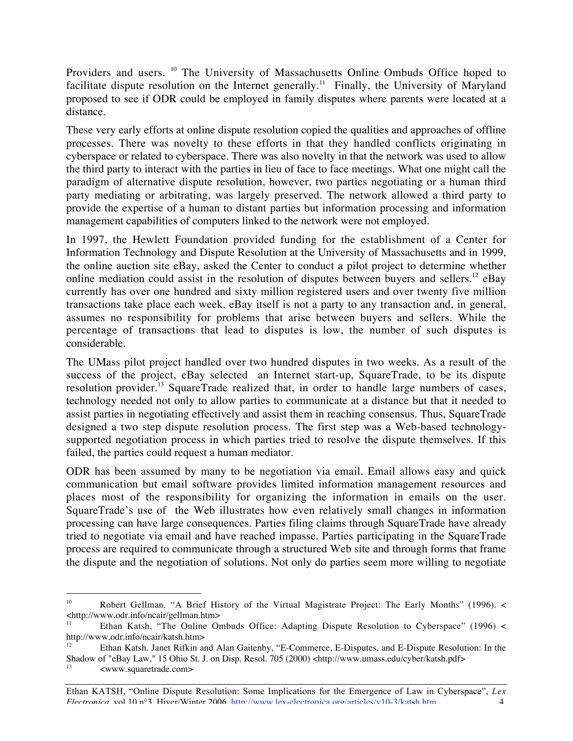Providers and users. [10] The University of Massachusetts Online Ombuds Office hoped to facilitate dispute resolution on the Internet generally.[11] Finally, the University of Maryland proposed to see if ODR could be employed in family disputes where parents were located at a distance.

These very early efforts at online dispute resolution copied the qualities and approaches of offline processes. There was novelty to these efforts in that they handled conflicts originating in cyberspace or related to cyberspace. There was also novelty in that the network was used to allow the third party to interact with the parties in lieu of face to face meetings. What one might call the paradigm of alternative dispute resolution, however, two parties negotiating or a human third party mediating or arbitrating, was largely preserved. The network allowed a third party to provide the expertise of a human to distant parties but information processing and information management capabilities of computers linked to the network were not employed.

In 1997, the Hewlett Foundation provided funding for the establishment of a Center for Information Technology and Dispute Resolution at the University of Massachusetts and in 1999, the online auction site eBay, asked the Center to conduct a pilot project to determine whether online mediation could assist in the resolution of disputes between buyers and sellers.[12] eBay currently has over one hundred and sixty million registered users and over twenty five million transactions take place each week. eBay itself is not a party to any transaction and, in general, assumes no responsibility for problems that arise between buyers and sellers. While the percentage of transactions that lead to disputes is low, the number of such disputes is considerable.

The UMass pilot project handled over two hundred disputes in two weeks. As a result of the success of the project, eBay selected an Internet start-up, SquareTrade, to be its dispute resolution provider.[13] SquareTrade realized that, in order to handle large numbers of cases, technology needed not only to allow parties to communicate at a distance but that it needed to assist parties in negotiating effectively and assist them in reaching consensus. Thus, SquareTrade designed a two step dispute resolution process. The first step was a Web-based technology-supported negotiation process in which parties tried to resolve the dispute themselves. If this failed, the parties could request a human mediator.

ODR has been assumed by many to be negotiation via email. Email allows easy and quick communication but email software provides limited information management resources and places most of the responsibility for organizing the information in emails on the user. SquareTrade's use of the Web illustrates how even relatively small changes in information processing can have large consequences. Parties filing claims through SquareTrade have already tried to negotiate via email and have reached impasse. Parties participating in the SquareTrade process are required to communicate through a structured Web site and through forms that frame the dispute and the negotiation of solutions. Not only do parties seem more willing to negotiate

---

[10] Robert Gellman. "A Brief History of the Virtual Magistrate Project: The Early Months" (1996). < <http://www.odr.info/ncair/gellman.htm>

[11] Ethan Katsh, "The Online Ombuds Office: Adapting Dispute Resolution to Cyberspace" (1996) < http://www.odr.info/ncair/katsh.htm>

[12] Ethan Katsh. Janet Rifkin and Alan Gaitenby, "E-Commerce, E-Disputes, and E-Dispute Resolution: In the Shadow of "eBay Law," 15 Ohio St. J. on Disp. Resol. 705 (2000) <http://www.umass.edu/cyber/katsh.pdf>

[13] <www.squaretrade.com>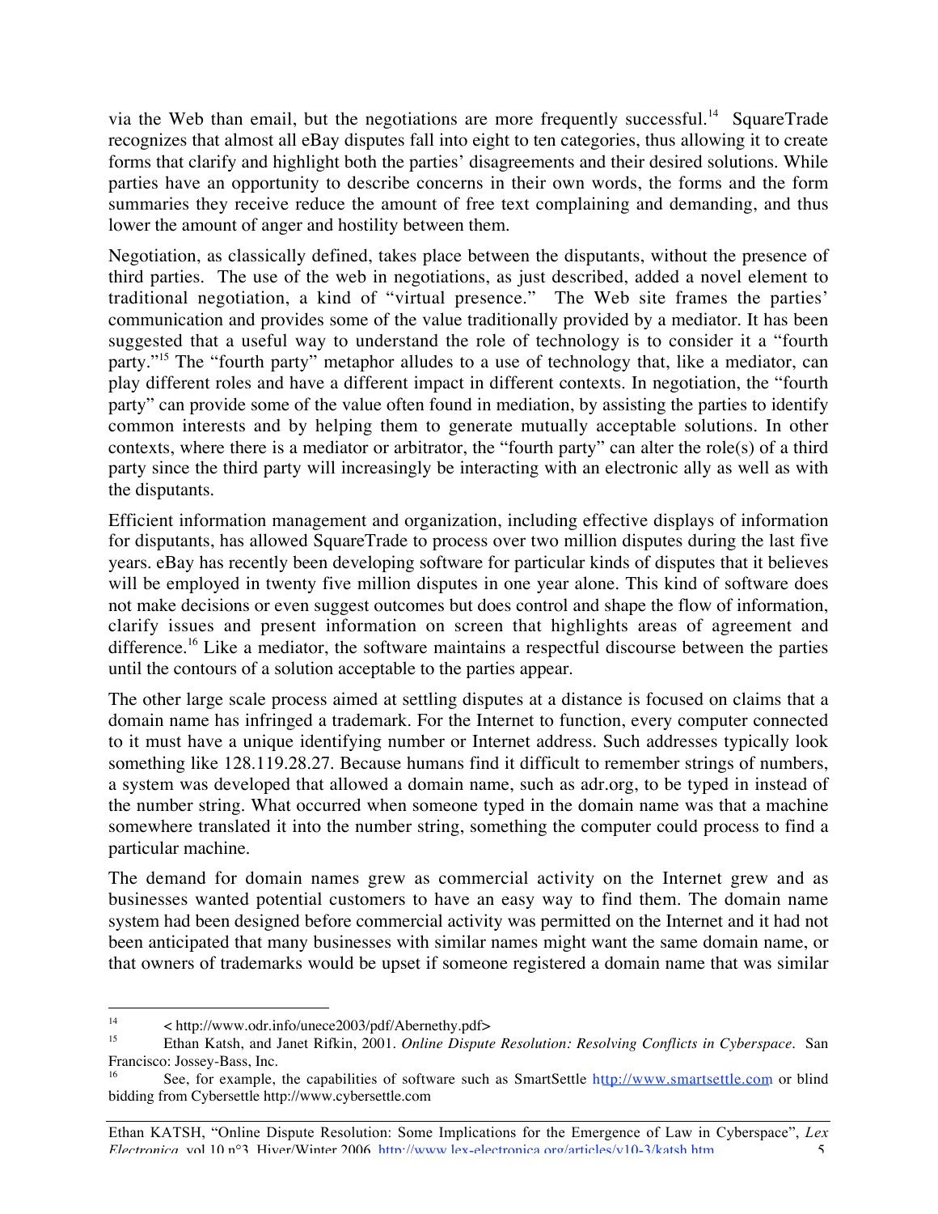via the Web than email, but the negotiations are more frequently successful.[14] SquareTrade recognizes that almost all eBay disputes fall into eight to ten categories, thus allowing it to create forms that clarify and highlight both the parties' disagreements and their desired solutions. While parties have an opportunity to describe concerns in their own words, the forms and the form summaries they receive reduce the amount of free text complaining and demanding, and thus lower the amount of anger and hostility between them.

Negotiation, as classically defined, takes place between the disputants, without the presence of third parties. The use of the web in negotiations, as just described, added a novel element to traditional negotiation, a kind of "virtual presence." The Web site frames the parties' communication and provides some of the value traditionally provided by a mediator. It has been suggested that a useful way to understand the role of technology is to consider it a "fourth party."[15] The "fourth party" metaphor alludes to a use of technology that, like a mediator, can play different roles and have a different impact in different contexts. In negotiation, the "fourth party" can provide some of the value often found in mediation, by assisting the parties to identify common interests and by helping them to generate mutually acceptable solutions. In other contexts, where there is a mediator or arbitrator, the "fourth party" can alter the role(s) of a third party since the third party will increasingly be interacting with an electronic ally as well as with the disputants.

Efficient information management and organization, including effective displays of information for disputants, has allowed SquareTrade to process over two million disputes during the last five years. eBay has recently been developing software for particular kinds of disputes that it believes will be employed in twenty five million disputes in one year alone. This kind of software does not make decisions or even suggest outcomes but does control and shape the flow of information, clarify issues and present information on screen that highlights areas of agreement and difference.[16] Like a mediator, the software maintains a respectful discourse between the parties until the contours of a solution acceptable to the parties appear.

The other large scale process aimed at settling disputes at a distance is focused on claims that a domain name has infringed a trademark. For the Internet to function, every computer connected to it must have a unique identifying number or Internet address. Such addresses typically look something like 128.119.28.27. Because humans find it difficult to remember strings of numbers, a system was developed that allowed a domain name, such as adr.org, to be typed in instead of the number string. What occurred when someone typed in the domain name was that a machine somewhere translated it into the number string, something the computer could process to find a particular machine.

The demand for domain names grew as commercial activity on the Internet grew and as businesses wanted potential customers to have an easy way to find them. The domain name system had been designed before commercial activity was permitted on the Internet and it had not been anticipated that many businesses with similar names might want the same domain name, or that owners of trademarks would be upset if someone registered a domain name that was similar

---

[14] < http://www.odr.info/unece2003/pdf/Abernethy.pdf>

[15] Ethan Katsh, and Janet Rifkin, 2001. *Online Dispute Resolution: Resolving Conflicts in Cyberspace*. San Francisco: Jossey-Bass, Inc.

[16] See, for example, the capabilities of software such as SmartSettle http://www.smartsettle.com or blind bidding from Cybersettle http://www.cybersettle.com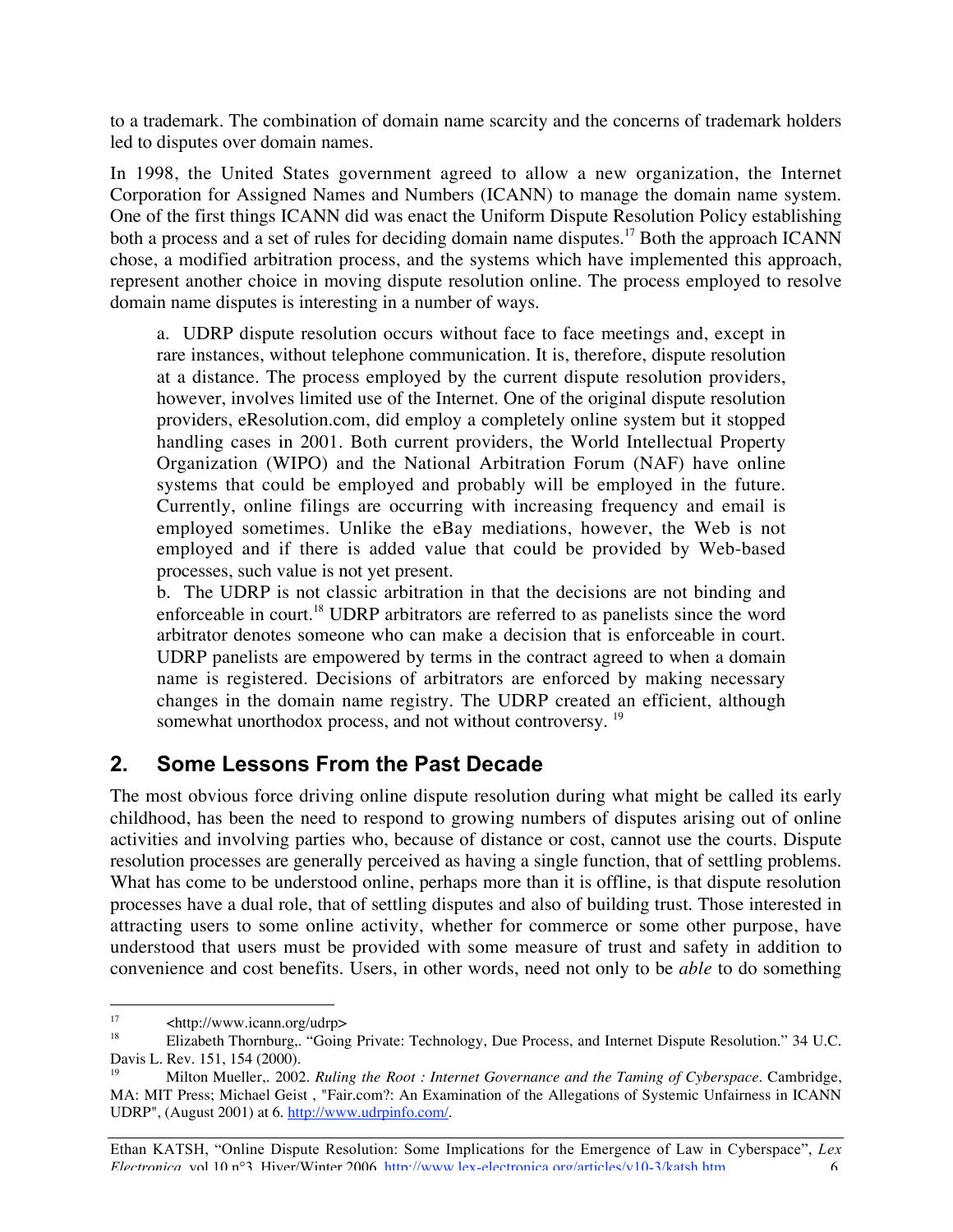to a trademark. The combination of domain name scarcity and the concerns of trademark holders led to disputes over domain names.

In 1998, the United States government agreed to allow a new organization, the Internet Corporation for Assigned Names and Numbers (ICANN) to manage the domain name system. One of the first things ICANN did was enact the Uniform Dispute Resolution Policy establishing both a process and a set of rules for deciding domain name disputes.[17] Both the approach ICANN chose, a modified arbitration process, and the systems which have implemented this approach, represent another choice in moving dispute resolution online. The process employed to resolve domain name disputes is interesting in a number of ways.

> a. UDRP dispute resolution occurs without face to face meetings and, except in rare instances, without telephone communication. It is, therefore, dispute resolution at a distance. The process employed by the current dispute resolution providers, however, involves limited use of the Internet. One of the original dispute resolution providers, eResolution.com, did employ a completely online system but it stopped handling cases in 2001. Both current providers, the World Intellectual Property Organization (WIPO) and the National Arbitration Forum (NAF) have online systems that could be employed and probably will be employed in the future. Currently, online filings are occurring with increasing frequency and email is employed sometimes. Unlike the eBay mediations, however, the Web is not employed and if there is added value that could be provided by Web-based processes, such value is not yet present.
>
> b. The UDRP is not classic arbitration in that the decisions are not binding and enforceable in court.[18] UDRP arbitrators are referred to as panelists since the word arbitrator denotes someone who can make a decision that is enforceable in court. UDRP panelists are empowered by terms in the contract agreed to when a domain name is registered. Decisions of arbitrators are enforced by making necessary changes in the domain name registry. The UDRP created an efficient, although somewhat unorthodox process, and not without controversy. [19]

## 2. Some Lessons From the Past Decade

The most obvious force driving online dispute resolution during what might be called its early childhood, has been the need to respond to growing numbers of disputes arising out of online activities and involving parties who, because of distance or cost, cannot use the courts. Dispute resolution processes are generally perceived as having a single function, that of settling problems. What has come to be understood online, perhaps more than it is offline, is that dispute resolution processes have a dual role, that of settling disputes and also of building trust. Those interested in attracting users to some online activity, whether for commerce or some other purpose, have understood that users must be provided with some measure of trust and safety in addition to convenience and cost benefits. Users, in other words, need not only to be *able* to do something

---

[17] <http://www.icann.org/udrp>

[18] Elizabeth Thornburg,. "Going Private: Technology, Due Process, and Internet Dispute Resolution." 34 U.C. Davis L. Rev. 151, 154 (2000).

[19] Milton Mueller,. 2002. *Ruling the Root : Internet Governance and the Taming of Cyberspace*. Cambridge, MA: MIT Press; Michael Geist , "Fair.com?: An Examination of the Allegations of Systemic Unfairness in ICANN UDRP", (August 2001) at 6. http://www.udrpinfo.com/.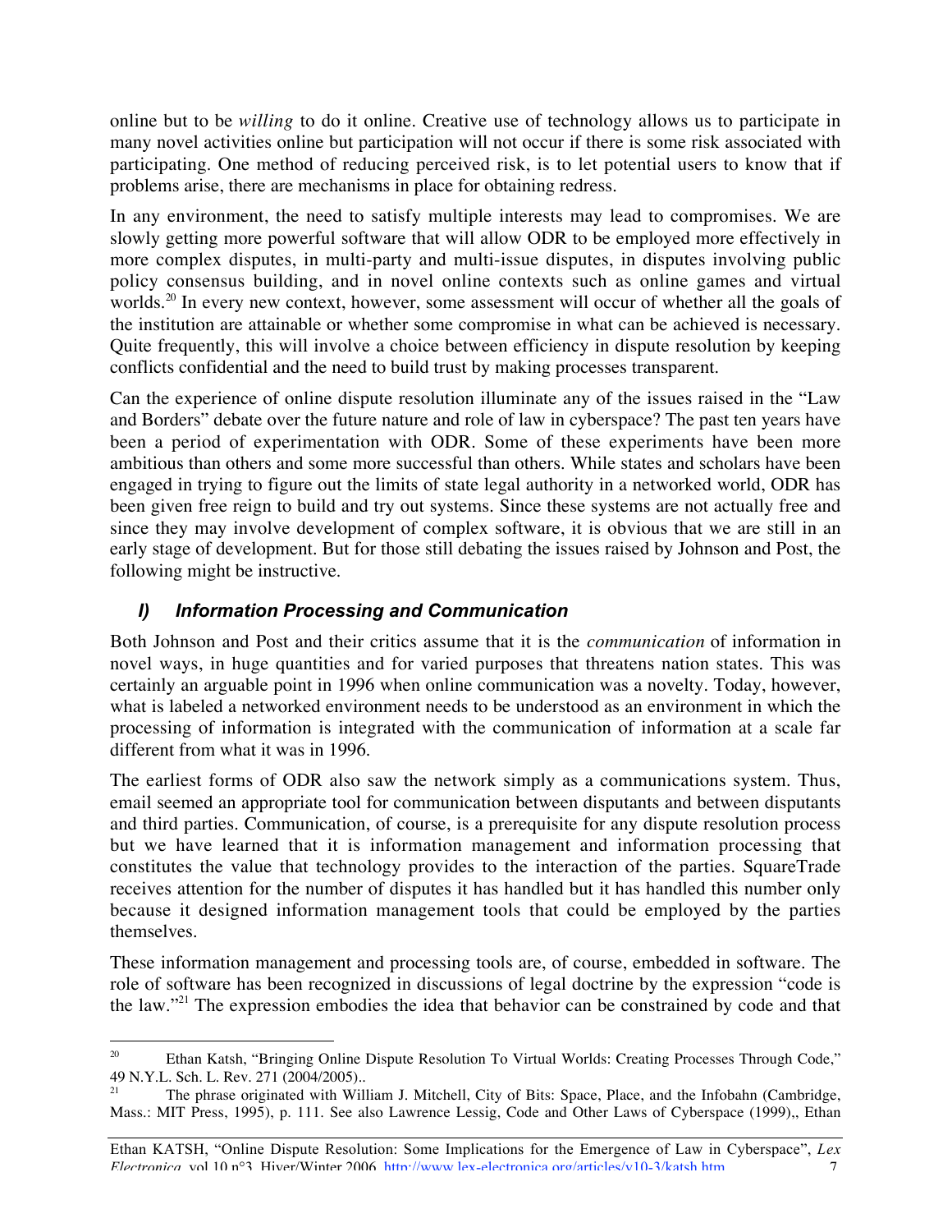online but to be *willing* to do it online. Creative use of technology allows us to participate in many novel activities online but participation will not occur if there is some risk associated with participating. One method of reducing perceived risk, is to let potential users to know that if problems arise, there are mechanisms in place for obtaining redress.

In any environment, the need to satisfy multiple interests may lead to compromises. We are slowly getting more powerful software that will allow ODR to be employed more effectively in more complex disputes, in multi-party and multi-issue disputes, in disputes involving public policy consensus building, and in novel online contexts such as online games and virtual worlds.[20] In every new context, however, some assessment will occur of whether all the goals of the institution are attainable or whether some compromise in what can be achieved is necessary. Quite frequently, this will involve a choice between efficiency in dispute resolution by keeping conflicts confidential and the need to build trust by making processes transparent.

Can the experience of online dispute resolution illuminate any of the issues raised in the "Law and Borders" debate over the future nature and role of law in cyberspace? The past ten years have been a period of experimentation with ODR. Some of these experiments have been more ambitious than others and some more successful than others. While states and scholars have been engaged in trying to figure out the limits of state legal authority in a networked world, ODR has been given free reign to build and try out systems. Since these systems are not actually free and since they may involve development of complex software, it is obvious that we are still in an early stage of development. But for those still debating the issues raised by Johnson and Post, the following might be instructive.

## I) Information Processing and Communication

Both Johnson and Post and their critics assume that it is the *communication* of information in novel ways, in huge quantities and for varied purposes that threatens nation states. This was certainly an arguable point in 1996 when online communication was a novelty. Today, however, what is labeled a networked environment needs to be understood as an environment in which the processing of information is integrated with the communication of information at a scale far different from what it was in 1996.

The earliest forms of ODR also saw the network simply as a communications system. Thus, email seemed an appropriate tool for communication between disputants and between disputants and third parties. Communication, of course, is a prerequisite for any dispute resolution process but we have learned that it is information management and information processing that constitutes the value that technology provides to the interaction of the parties. SquareTrade receives attention for the number of disputes it has handled but it has handled this number only because it designed information management tools that could be employed by the parties themselves.

These information management and processing tools are, of course, embedded in software. The role of software has been recognized in discussions of legal doctrine by the expression "code is the law."[21] The expression embodies the idea that behavior can be constrained by code and that

---

[20] Ethan Katsh, "Bringing Online Dispute Resolution To Virtual Worlds: Creating Processes Through Code," 49 N.Y.L. Sch. L. Rev. 271 (2004/2005)..

[21] The phrase originated with William J. Mitchell, City of Bits: Space, Place, and the Infobahn (Cambridge, Mass.: MIT Press, 1995), p. 111. See also Lawrence Lessig, Code and Other Laws of Cyberspace (1999),, Ethan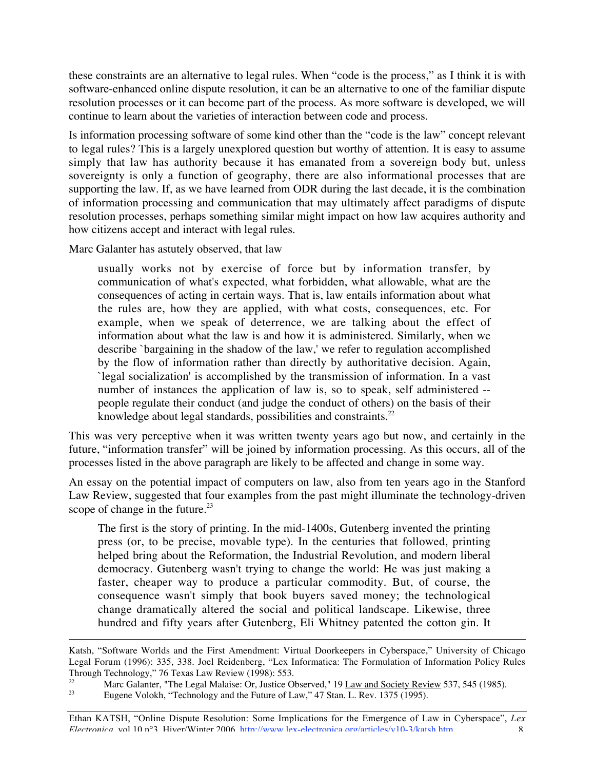these constraints are an alternative to legal rules. When "code is the process," as I think it is with software-enhanced online dispute resolution, it can be an alternative to one of the familiar dispute resolution processes or it can become part of the process. As more software is developed, we will continue to learn about the varieties of interaction between code and process.

Is information processing software of some kind other than the "code is the law" concept relevant to legal rules? This is a largely unexplored question but worthy of attention. It is easy to assume simply that law has authority because it has emanated from a sovereign body but, unless sovereignty is only a function of geography, there are also informational processes that are supporting the law. If, as we have learned from ODR during the last decade, it is the combination of information processing and communication that may ultimately affect paradigms of dispute resolution processes, perhaps something similar might impact on how law acquires authority and how citizens accept and interact with legal rules.

Marc Galanter has astutely observed, that law

> usually works not by exercise of force but by information transfer, by communication of what's expected, what forbidden, what allowable, what are the consequences of acting in certain ways. That is, law entails information about what the rules are, how they are applied, with what costs, consequences, etc. For example, when we speak of deterrence, we are talking about the effect of information about what the law is and how it is administered. Similarly, when we describe `bargaining in the shadow of the law,' we refer to regulation accomplished by the flow of information rather than directly by authoritative decision. Again, `legal socialization' is accomplished by the transmission of information. In a vast number of instances the application of law is, so to speak, self administered -- people regulate their conduct (and judge the conduct of others) on the basis of their knowledge about legal standards, possibilities and constraints.[22]

This was very perceptive when it was written twenty years ago but now, and certainly in the future, "information transfer" will be joined by information processing. As this occurs, all of the processes listed in the above paragraph are likely to be affected and change in some way.

An essay on the potential impact of computers on law, also from ten years ago in the Stanford Law Review, suggested that four examples from the past might illuminate the technology-driven scope of change in the future.[23]

> The first is the story of printing. In the mid-1400s, Gutenberg invented the printing press (or, to be precise, movable type). In the centuries that followed, printing helped bring about the Reformation, the Industrial Revolution, and modern liberal democracy. Gutenberg wasn't trying to change the world: He was just making a faster, cheaper way to produce a particular commodity. But, of course, the consequence wasn't simply that book buyers saved money; the technological change dramatically altered the social and political landscape. Likewise, three hundred and fifty years after Gutenberg, Eli Whitney patented the cotton gin. It

---

Katsh, "Software Worlds and the First Amendment: Virtual Doorkeepers in Cyberspace," University of Chicago Legal Forum (1996): 335, 338. Joel Reidenberg, "Lex Informatica: The Formulation of Information Policy Rules Through Technology," 76 Texas Law Review (1998): 553.

[22] Marc Galanter, "The Legal Malaise: Or, Justice Observed," 19 Law and Society Review 537, 545 (1985).

[23] Eugene Volokh, "Technology and the Future of Law," 47 Stan. L. Rev. 1375 (1995).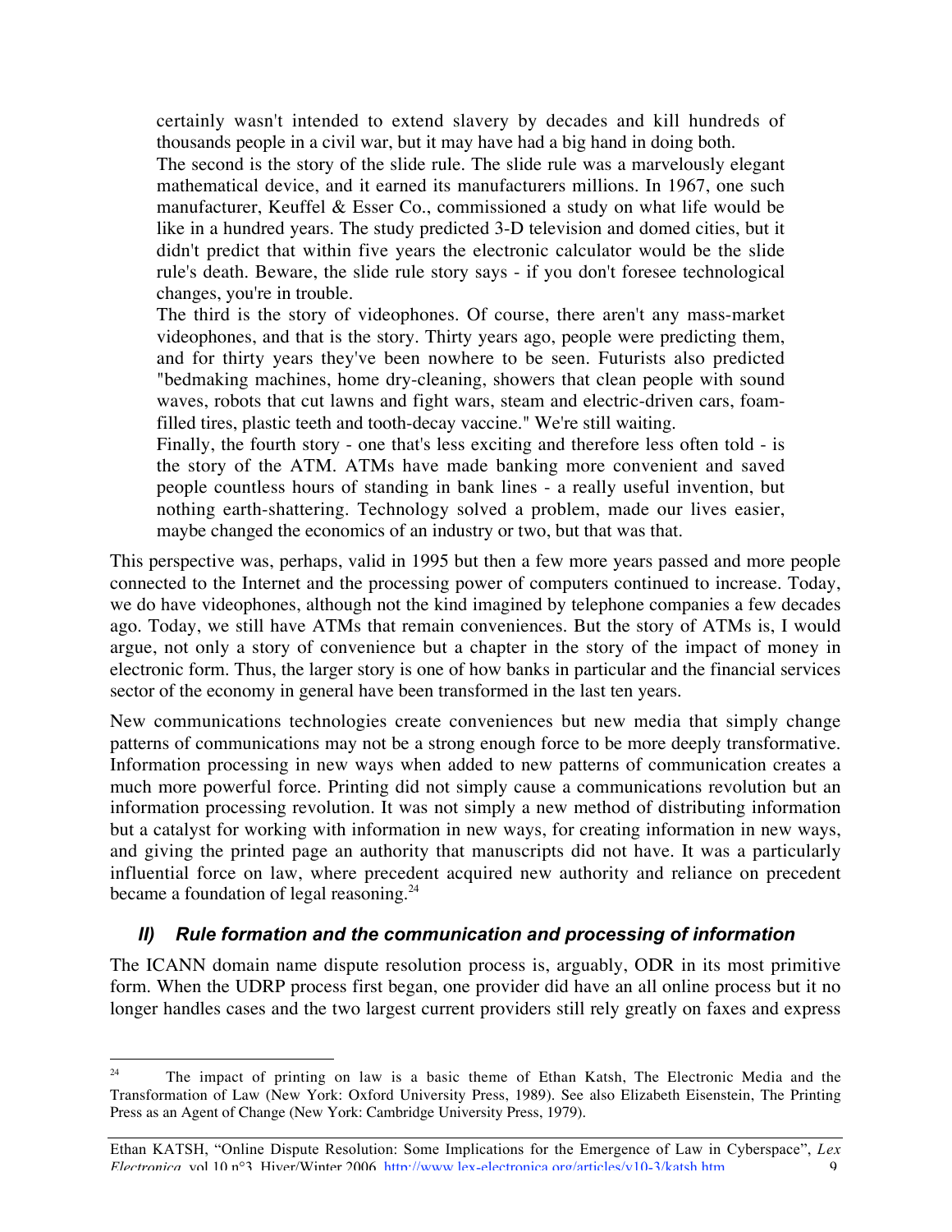> certainly wasn't intended to extend slavery by decades and kill hundreds of thousands people in a civil war, but it may have had a big hand in doing both.
>
> The second is the story of the slide rule. The slide rule was a marvelously elegant mathematical device, and it earned its manufacturers millions. In 1967, one such manufacturer, Keuffel & Esser Co., commissioned a study on what life would be like in a hundred years. The study predicted 3-D television and domed cities, but it didn't predict that within five years the electronic calculator would be the slide rule's death. Beware, the slide rule story says - if you don't foresee technological changes, you're in trouble.
>
> The third is the story of videophones. Of course, there aren't any mass-market videophones, and that is the story. Thirty years ago, people were predicting them, and for thirty years they've been nowhere to be seen. Futurists also predicted "bedmaking machines, home dry-cleaning, showers that clean people with sound waves, robots that cut lawns and fight wars, steam and electric-driven cars, foam-filled tires, plastic teeth and tooth-decay vaccine." We're still waiting.
>
> Finally, the fourth story - one that's less exciting and therefore less often told - is the story of the ATM. ATMs have made banking more convenient and saved people countless hours of standing in bank lines - a really useful invention, but nothing earth-shattering. Technology solved a problem, made our lives easier, maybe changed the economics of an industry or two, but that was that.

This perspective was, perhaps, valid in 1995 but then a few more years passed and more people connected to the Internet and the processing power of computers continued to increase. Today, we do have videophones, although not the kind imagined by telephone companies a few decades ago. Today, we still have ATMs that remain conveniences. But the story of ATMs is, I would argue, not only a story of convenience but a chapter in the story of the impact of money in electronic form. Thus, the larger story is one of how banks in particular and the financial services sector of the economy in general have been transformed in the last ten years.

New communications technologies create conveniences but new media that simply change patterns of communications may not be a strong enough force to be more deeply transformative. Information processing in new ways when added to new patterns of communication creates a much more powerful force. Printing did not simply cause a communications revolution but an information processing revolution. It was not simply a new method of distributing information but a catalyst for working with information in new ways, for creating information in new ways, and giving the printed page an authority that manuscripts did not have. It was a particularly influential force on law, where precedent acquired new authority and reliance on precedent became a foundation of legal reasoning.[24]

## *II) Rule formation and the communication and processing of information*

The ICANN domain name dispute resolution process is, arguably, ODR in its most primitive form. When the UDRP process first began, one provider did have an all online process but it no longer handles cases and the two largest current providers still rely greatly on faxes and express

---

[24] The impact of printing on law is a basic theme of Ethan Katsh, The Electronic Media and the Transformation of Law (New York: Oxford University Press, 1989). See also Elizabeth Eisenstein, The Printing Press as an Agent of Change (New York: Cambridge University Press, 1979).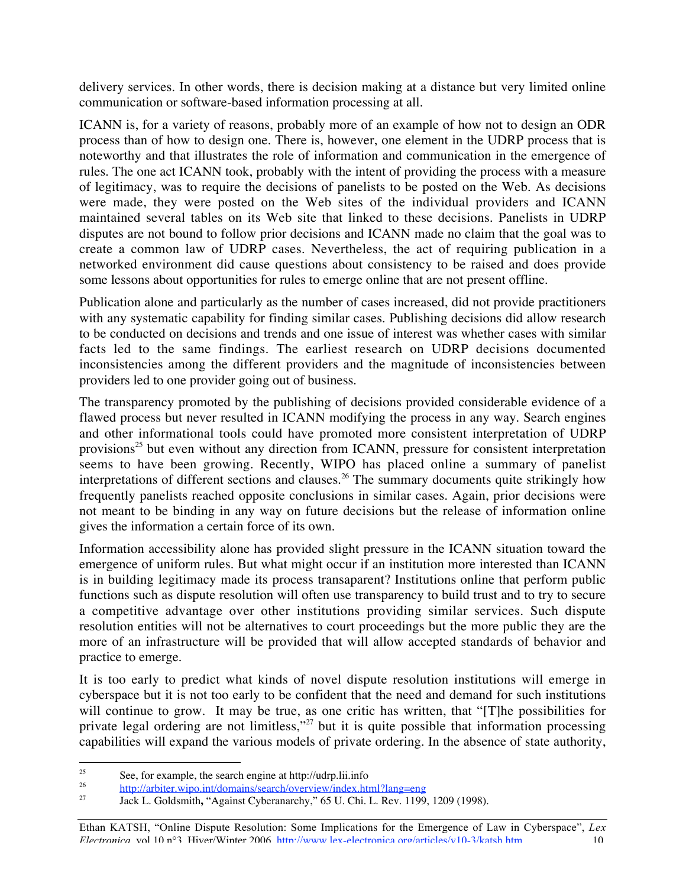delivery services. In other words, there is decision making at a distance but very limited online communication or software-based information processing at all.

ICANN is, for a variety of reasons, probably more of an example of how not to design an ODR process than of how to design one. There is, however, one element in the UDRP process that is noteworthy and that illustrates the role of information and communication in the emergence of rules. The one act ICANN took, probably with the intent of providing the process with a measure of legitimacy, was to require the decisions of panelists to be posted on the Web. As decisions were made, they were posted on the Web sites of the individual providers and ICANN maintained several tables on its Web site that linked to these decisions. Panelists in UDRP disputes are not bound to follow prior decisions and ICANN made no claim that the goal was to create a common law of UDRP cases. Nevertheless, the act of requiring publication in a networked environment did cause questions about consistency to be raised and does provide some lessons about opportunities for rules to emerge online that are not present offline.

Publication alone and particularly as the number of cases increased, did not provide practitioners with any systematic capability for finding similar cases. Publishing decisions did allow research to be conducted on decisions and trends and one issue of interest was whether cases with similar facts led to the same findings. The earliest research on UDRP decisions documented inconsistencies among the different providers and the magnitude of inconsistencies between providers led to one provider going out of business.

The transparency promoted by the publishing of decisions provided considerable evidence of a flawed process but never resulted in ICANN modifying the process in any way. Search engines and other informational tools could have promoted more consistent interpretation of UDRP provisions[25] but even without any direction from ICANN, pressure for consistent interpretation seems to have been growing. Recently, WIPO has placed online a summary of panelist interpretations of different sections and clauses.[26] The summary documents quite strikingly how frequently panelists reached opposite conclusions in similar cases. Again, prior decisions were not meant to be binding in any way on future decisions but the release of information online gives the information a certain force of its own.

Information accessibility alone has provided slight pressure in the ICANN situation toward the emergence of uniform rules. But what might occur if an institution more interested than ICANN is in building legitimacy made its process transaparent? Institutions online that perform public functions such as dispute resolution will often use transparency to build trust and to try to secure a competitive advantage over other institutions providing similar services. Such dispute resolution entities will not be alternatives to court proceedings but the more public they are the more of an infrastructure will be provided that will allow accepted standards of behavior and practice to emerge.

It is too early to predict what kinds of novel dispute resolution institutions will emerge in cyberspace but it is not too early to be confident that the need and demand for such institutions will continue to grow. It may be true, as one critic has written, that "[T]he possibilities for private legal ordering are not limitless,"[27] but it is quite possible that information processing capabilities will expand the various models of private ordering. In the absence of state authority,

---

[25] See, for example, the search engine at http://udrp.lii.info

[26] http://arbiter.wipo.int/domains/search/overview/index.html?lang=eng

[27] Jack L. Goldsmith, "Against Cyberanarchy," 65 U. Chi. L. Rev. 1199, 1209 (1998).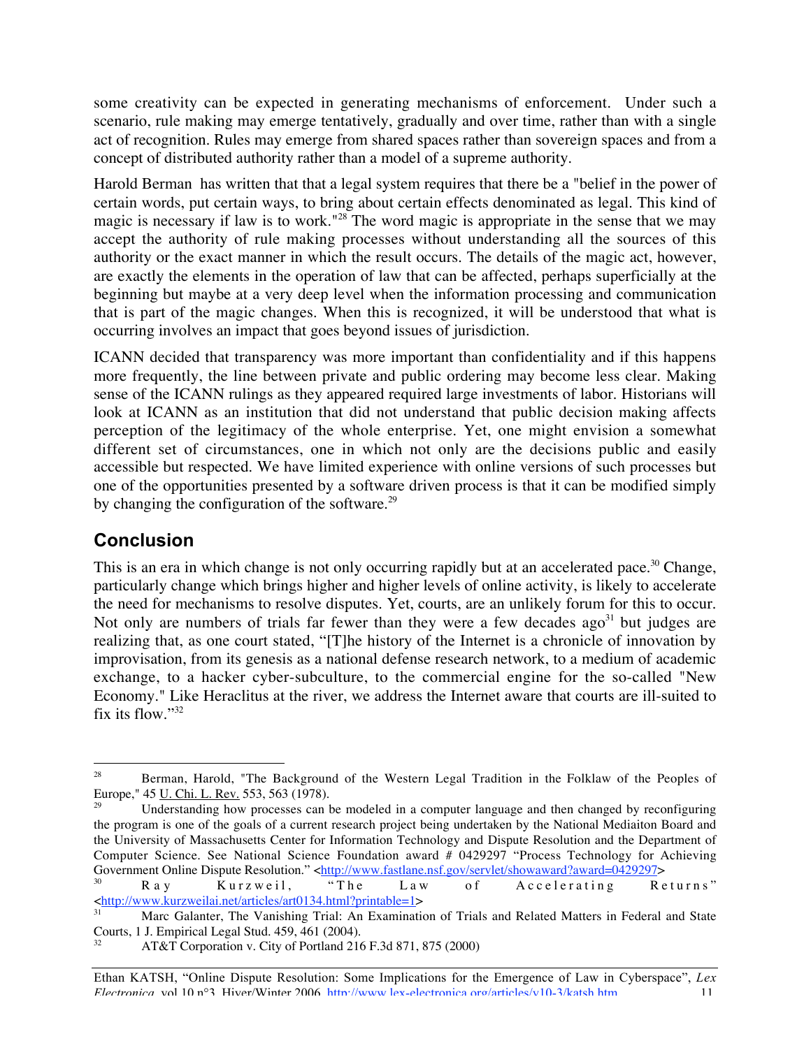some creativity can be expected in generating mechanisms of enforcement. Under such a scenario, rule making may emerge tentatively, gradually and over time, rather than with a single act of recognition. Rules may emerge from shared spaces rather than sovereign spaces and from a concept of distributed authority rather than a model of a supreme authority.

Harold Berman has written that that a legal system requires that there be a "belief in the power of certain words, put certain ways, to bring about certain effects denominated as legal. This kind of magic is necessary if law is to work."[28] The word magic is appropriate in the sense that we may accept the authority of rule making processes without understanding all the sources of this authority or the exact manner in which the result occurs. The details of the magic act, however, are exactly the elements in the operation of law that can be affected, perhaps superficially at the beginning but maybe at a very deep level when the information processing and communication that is part of the magic changes. When this is recognized, it will be understood that what is occurring involves an impact that goes beyond issues of jurisdiction.

ICANN decided that transparency was more important than confidentiality and if this happens more frequently, the line between private and public ordering may become less clear. Making sense of the ICANN rulings as they appeared required large investments of labor. Historians will look at ICANN as an institution that did not understand that public decision making affects perception of the legitimacy of the whole enterprise. Yet, one might envision a somewhat different set of circumstances, one in which not only are the decisions public and easily accessible but respected. We have limited experience with online versions of such processes but one of the opportunities presented by a software driven process is that it can be modified simply by changing the configuration of the software.[29]

## Conclusion

This is an era in which change is not only occurring rapidly but at an accelerated pace.[30] Change, particularly change which brings higher and higher levels of online activity, is likely to accelerate the need for mechanisms to resolve disputes. Yet, courts, are an unlikely forum for this to occur. Not only are numbers of trials far fewer than they were a few decades ago[31] but judges are realizing that, as one court stated, "[T]he history of the Internet is a chronicle of innovation by improvisation, from its genesis as a national defense research network, to a medium of academic exchange, to a hacker cyber-subculture, to the commercial engine for the so-called "New Economy." Like Heraclitus at the river, we address the Internet aware that courts are ill-suited to fix its flow."[32]

---

[28] Berman, Harold, "The Background of the Western Legal Tradition in the Folklaw of the Peoples of Europe," 45 U. Chi. L. Rev. 553, 563 (1978).

[29] Understanding how processes can be modeled in a computer language and then changed by reconfiguring the program is one of the goals of a current research project being undertaken by the National Mediaiton Board and the University of Massachusetts Center for Information Technology and Dispute Resolution and the Department of Computer Science. See National Science Foundation award # 0429297 "Process Technology for Achieving Government Online Dispute Resolution." <http://www.fastlane.nsf.gov/servlet/showaward?award=0429297>

[30] Ray Kurzweil, "The Law of Accelerating Returns" <http://www.kurzweilai.net/articles/art0134.html?printable=1>

[31] Marc Galanter, The Vanishing Trial: An Examination of Trials and Related Matters in Federal and State Courts, 1 J. Empirical Legal Stud. 459, 461 (2004).

[32] AT&T Corporation v. City of Portland 216 F.3d 871, 875 (2000)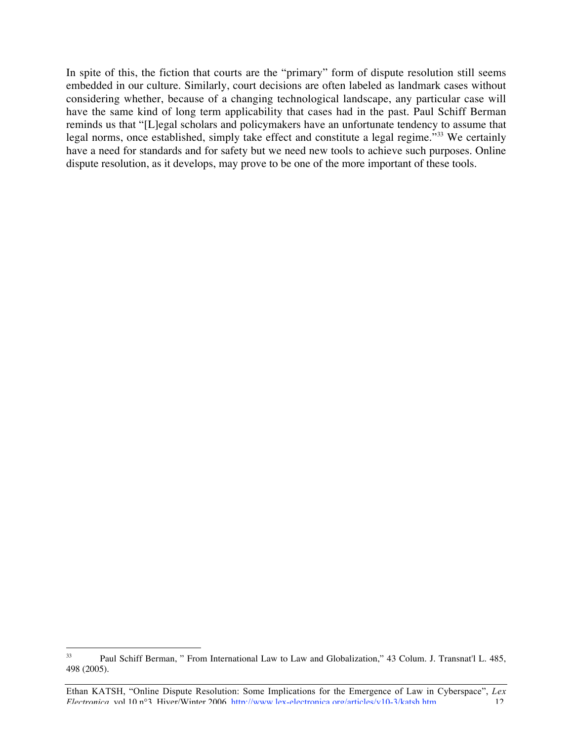In spite of this, the fiction that courts are the "primary" form of dispute resolution still seems embedded in our culture. Similarly, court decisions are often labeled as landmark cases without considering whether, because of a changing technological landscape, any particular case will have the same kind of long term applicability that cases had in the past. Paul Schiff Berman reminds us that "[L]egal scholars and policymakers have an unfortunate tendency to assume that legal norms, once established, simply take effect and constitute a legal regime."[33] We certainly have a need for standards and for safety but we need new tools to achieve such purposes. Online dispute resolution, as it develops, may prove to be one of the more important of these tools.

---

[33] Paul Schiff Berman, " From International Law to Law and Globalization," 43 Colum. J. Transnat'l L. 485, 498 (2005).